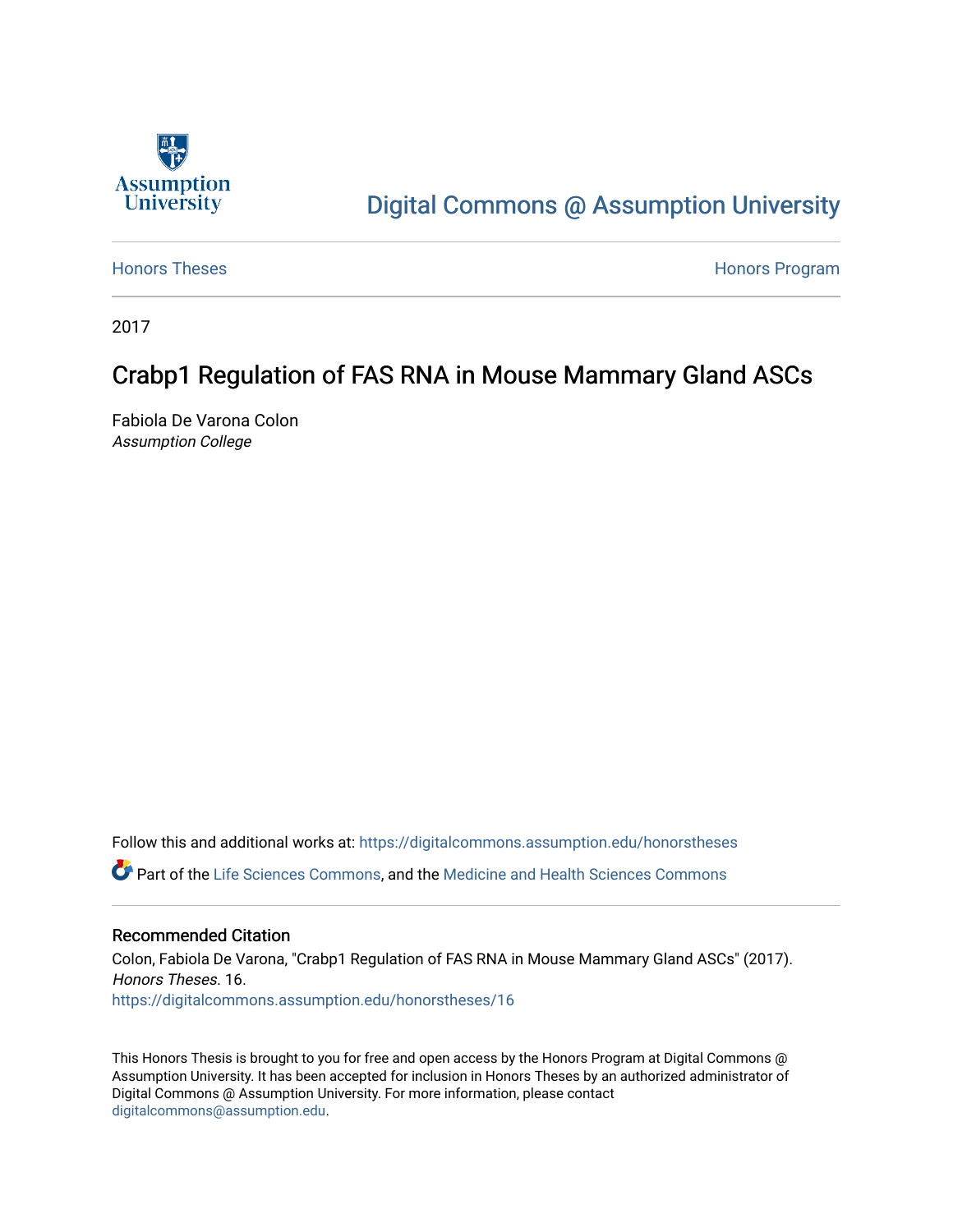Assumption University

# Digital Commons @ Assumption University

Honors Theses

Honors Program

2017

## Crabp1 Regulation of FAS RNA in Mouse Mammary Gland ASCs

Fabiola De Varona Colon
*Assumption College*

Follow this and additional works at: https://digitalcommons.assumption.edu/honorstheses

Part of the Life Sciences Commons, and the Medicine and Health Sciences Commons

### Recommended Citation

Colon, Fabiola De Varona, "Crabp1 Regulation of FAS RNA in Mouse Mammary Gland ASCs" (2017). *Honors Theses*. 16.
https://digitalcommons.assumption.edu/honorstheses/16

This Honors Thesis is brought to you for free and open access by the Honors Program at Digital Commons @ Assumption University. It has been accepted for inclusion in Honors Theses by an authorized administrator of Digital Commons @ Assumption University. For more information, please contact digitalcommons@assumption.edu.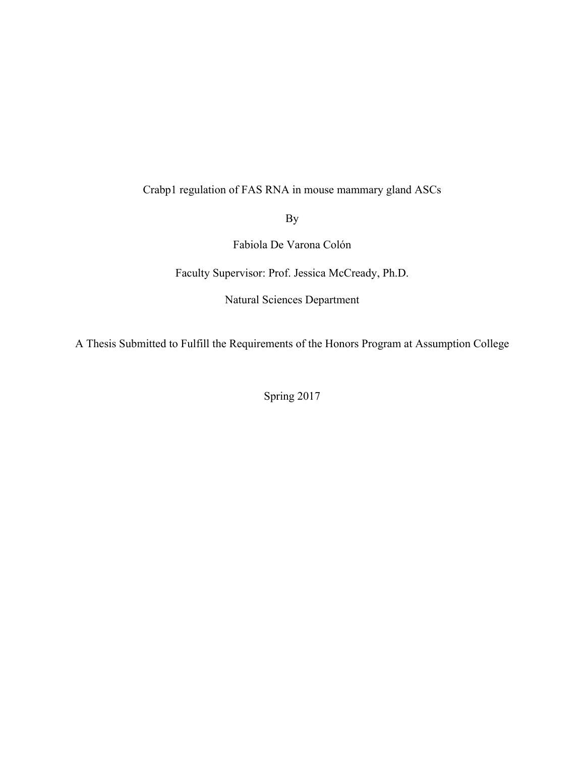Crabp1 regulation of FAS RNA in mouse mammary gland ASCs

By

Fabiola De Varona Colón

Faculty Supervisor: Prof. Jessica McCready, Ph.D.

Natural Sciences Department

A Thesis Submitted to Fulfill the Requirements of the Honors Program at Assumption College

Spring 2017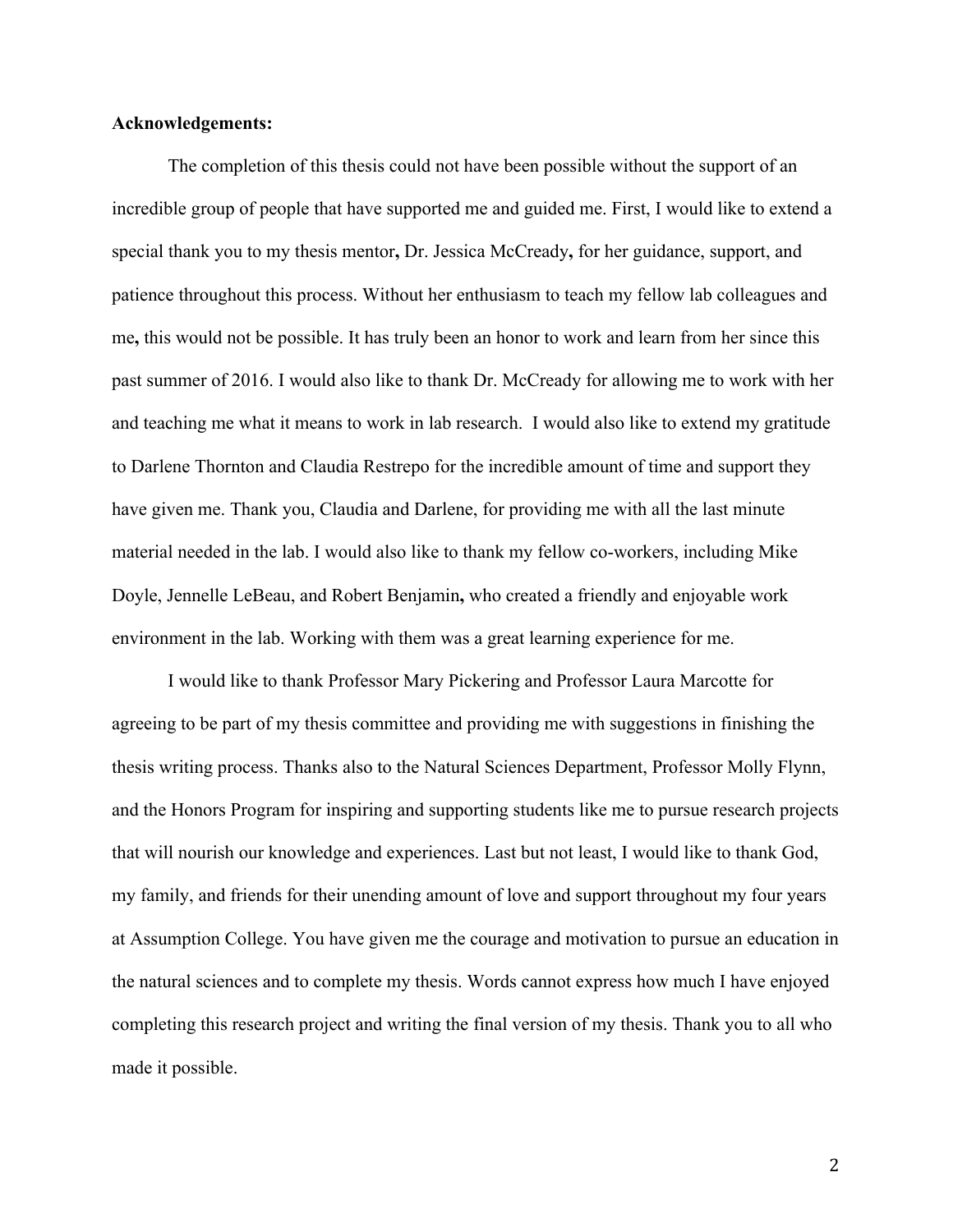**Acknowledgements:**

The completion of this thesis could not have been possible without the support of an incredible group of people that have supported me and guided me. First, I would like to extend a special thank you to my thesis mentor**,** Dr. Jessica McCready**,** for her guidance, support, and patience throughout this process. Without her enthusiasm to teach my fellow lab colleagues and me**,** this would not be possible. It has truly been an honor to work and learn from her since this past summer of 2016. I would also like to thank Dr. McCready for allowing me to work with her and teaching me what it means to work in lab research. I would also like to extend my gratitude to Darlene Thornton and Claudia Restrepo for the incredible amount of time and support they have given me. Thank you, Claudia and Darlene, for providing me with all the last minute material needed in the lab. I would also like to thank my fellow co-workers, including Mike Doyle, Jennelle LeBeau, and Robert Benjamin**,** who created a friendly and enjoyable work environment in the lab. Working with them was a great learning experience for me.

I would like to thank Professor Mary Pickering and Professor Laura Marcotte for agreeing to be part of my thesis committee and providing me with suggestions in finishing the thesis writing process. Thanks also to the Natural Sciences Department, Professor Molly Flynn, and the Honors Program for inspiring and supporting students like me to pursue research projects that will nourish our knowledge and experiences. Last but not least, I would like to thank God, my family, and friends for their unending amount of love and support throughout my four years at Assumption College. You have given me the courage and motivation to pursue an education in the natural sciences and to complete my thesis. Words cannot express how much I have enjoyed completing this research project and writing the final version of my thesis. Thank you to all who made it possible.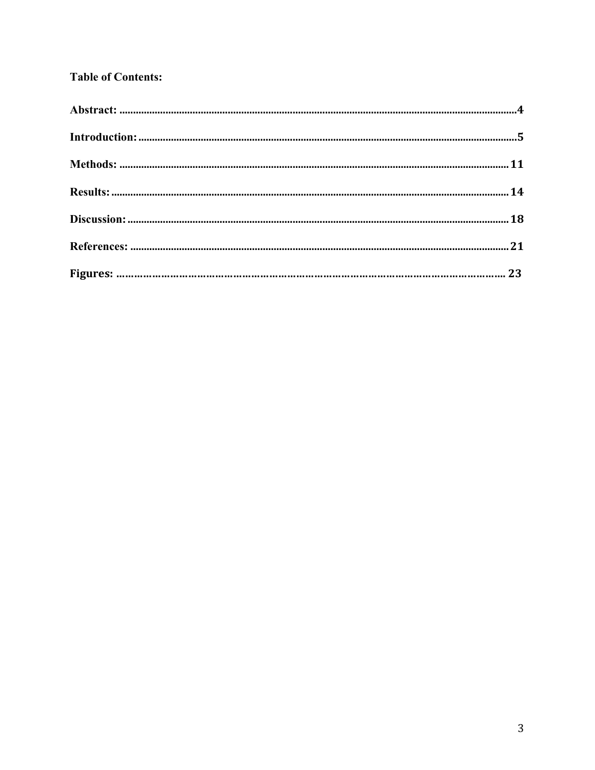**Table of Contents:**

**Abstract:** ........................................................................................................................ **4**

**Introduction:** ................................................................................................................... **5**

**Methods:** ........................................................................................................................ **11**

**Results:** .......................................................................................................................... **14**

**Discussion:** ..................................................................................................................... **18**

**References:** ..................................................................................................................... **21**

**Figures:** ........................................................................................................................... **23**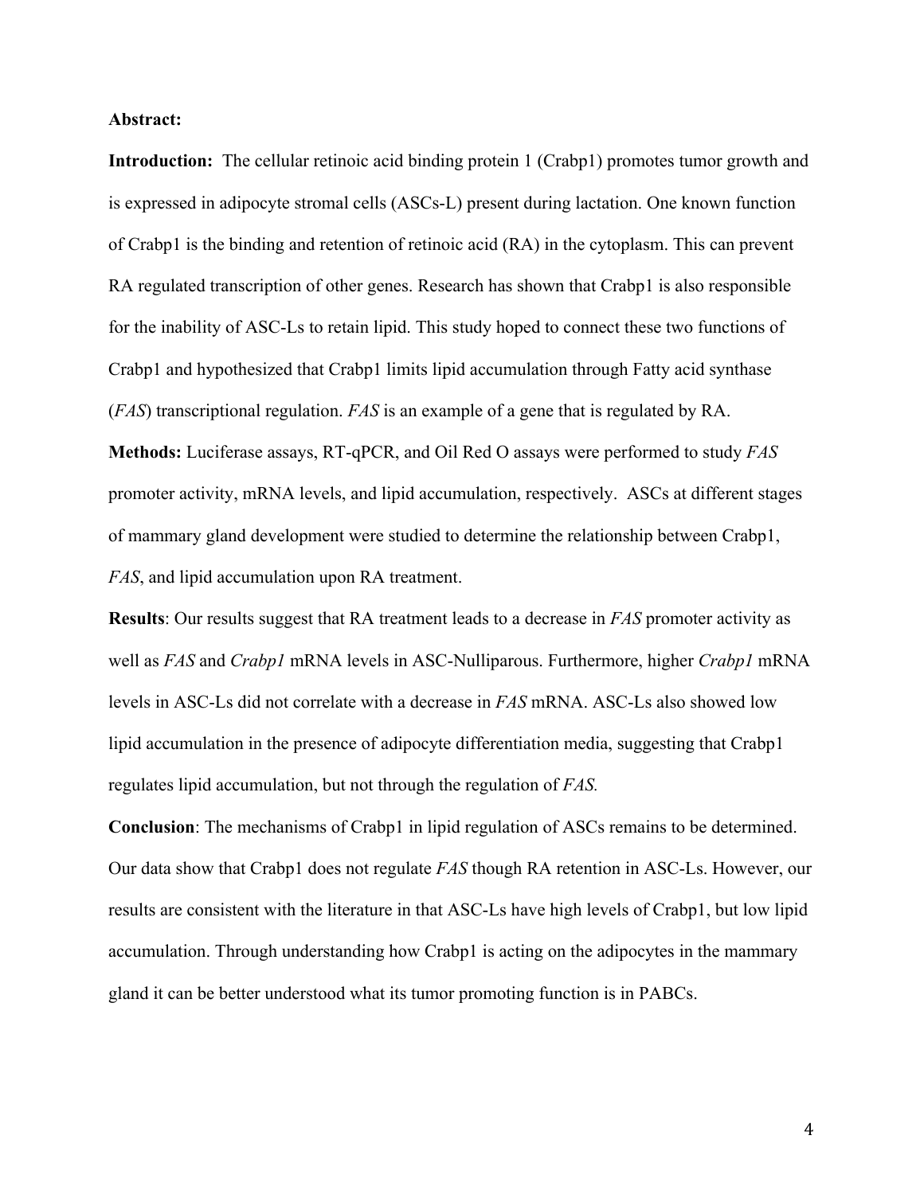**Abstract:**

**Introduction:** The cellular retinoic acid binding protein 1 (Crabp1) promotes tumor growth and is expressed in adipocyte stromal cells (ASCs-L) present during lactation. One known function of Crabp1 is the binding and retention of retinoic acid (RA) in the cytoplasm. This can prevent RA regulated transcription of other genes. Research has shown that Crabp1 is also responsible for the inability of ASC-Ls to retain lipid. This study hoped to connect these two functions of Crabp1 and hypothesized that Crabp1 limits lipid accumulation through Fatty acid synthase (*FAS*) transcriptional regulation. *FAS* is an example of a gene that is regulated by RA.

**Methods:** Luciferase assays, RT-qPCR, and Oil Red O assays were performed to study *FAS* promoter activity, mRNA levels, and lipid accumulation, respectively. ASCs at different stages of mammary gland development were studied to determine the relationship between Crabp1, *FAS*, and lipid accumulation upon RA treatment.

**Results**: Our results suggest that RA treatment leads to a decrease in *FAS* promoter activity as well as *FAS* and *Crabp1* mRNA levels in ASC-Nulliparous. Furthermore, higher *Crabp1* mRNA levels in ASC-Ls did not correlate with a decrease in *FAS* mRNA. ASC-Ls also showed low lipid accumulation in the presence of adipocyte differentiation media, suggesting that Crabp1 regulates lipid accumulation, but not through the regulation of *FAS.*

**Conclusion**: The mechanisms of Crabp1 in lipid regulation of ASCs remains to be determined. Our data show that Crabp1 does not regulate *FAS* though RA retention in ASC-Ls. However, our results are consistent with the literature in that ASC-Ls have high levels of Crabp1, but low lipid accumulation. Through understanding how Crabp1 is acting on the adipocytes in the mammary gland it can be better understood what its tumor promoting function is in PABCs.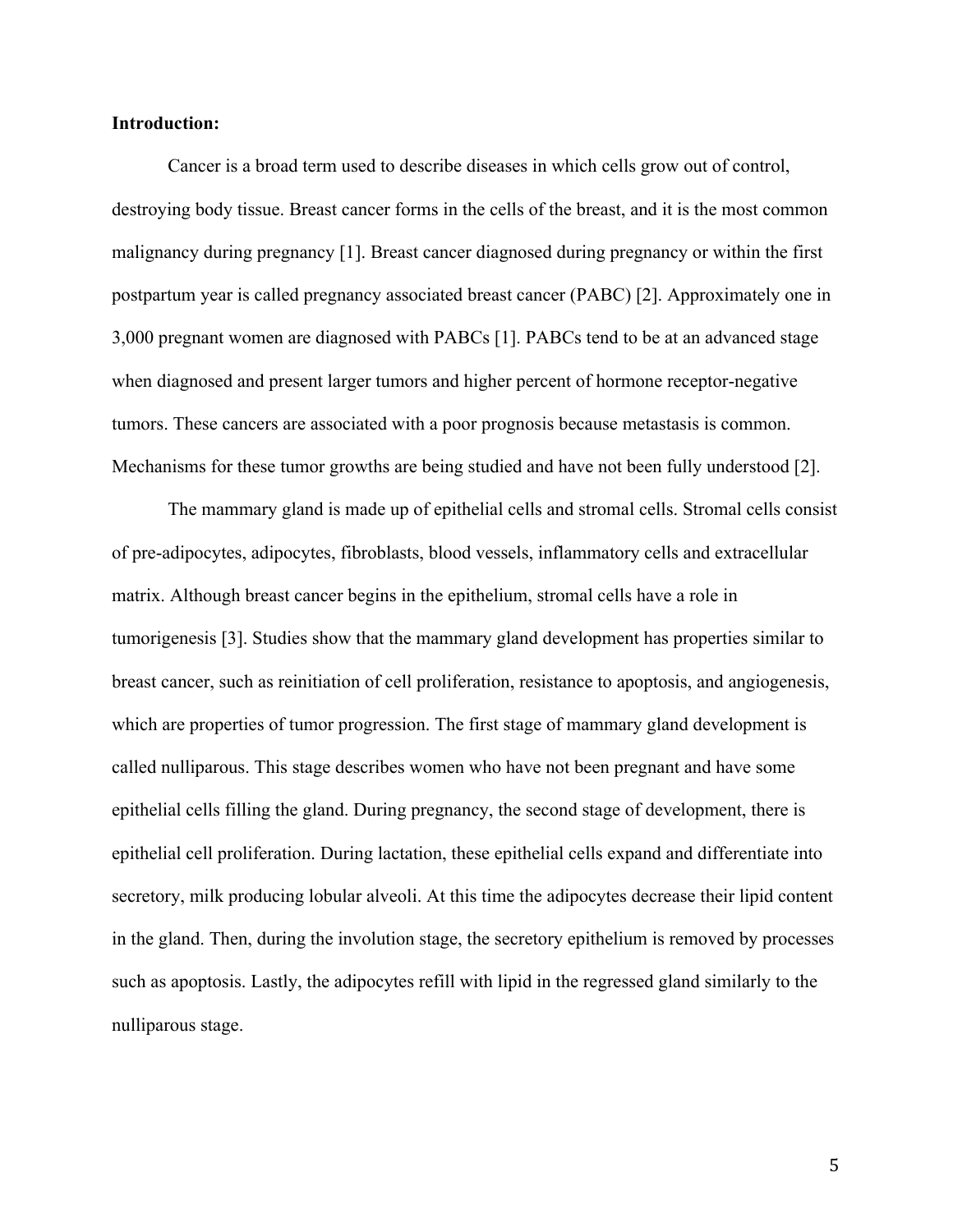**Introduction:**

Cancer is a broad term used to describe diseases in which cells grow out of control, destroying body tissue. Breast cancer forms in the cells of the breast, and it is the most common malignancy during pregnancy [1]. Breast cancer diagnosed during pregnancy or within the first postpartum year is called pregnancy associated breast cancer (PABC) [2]. Approximately one in 3,000 pregnant women are diagnosed with PABCs [1]. PABCs tend to be at an advanced stage when diagnosed and present larger tumors and higher percent of hormone receptor-negative tumors. These cancers are associated with a poor prognosis because metastasis is common. Mechanisms for these tumor growths are being studied and have not been fully understood [2].

The mammary gland is made up of epithelial cells and stromal cells. Stromal cells consist of pre-adipocytes, adipocytes, fibroblasts, blood vessels, inflammatory cells and extracellular matrix. Although breast cancer begins in the epithelium, stromal cells have a role in tumorigenesis [3]. Studies show that the mammary gland development has properties similar to breast cancer, such as reinitiation of cell proliferation, resistance to apoptosis, and angiogenesis, which are properties of tumor progression. The first stage of mammary gland development is called nulliparous. This stage describes women who have not been pregnant and have some epithelial cells filling the gland. During pregnancy, the second stage of development, there is epithelial cell proliferation. During lactation, these epithelial cells expand and differentiate into secretory, milk producing lobular alveoli. At this time the adipocytes decrease their lipid content in the gland. Then, during the involution stage, the secretory epithelium is removed by processes such as apoptosis. Lastly, the adipocytes refill with lipid in the regressed gland similarly to the nulliparous stage.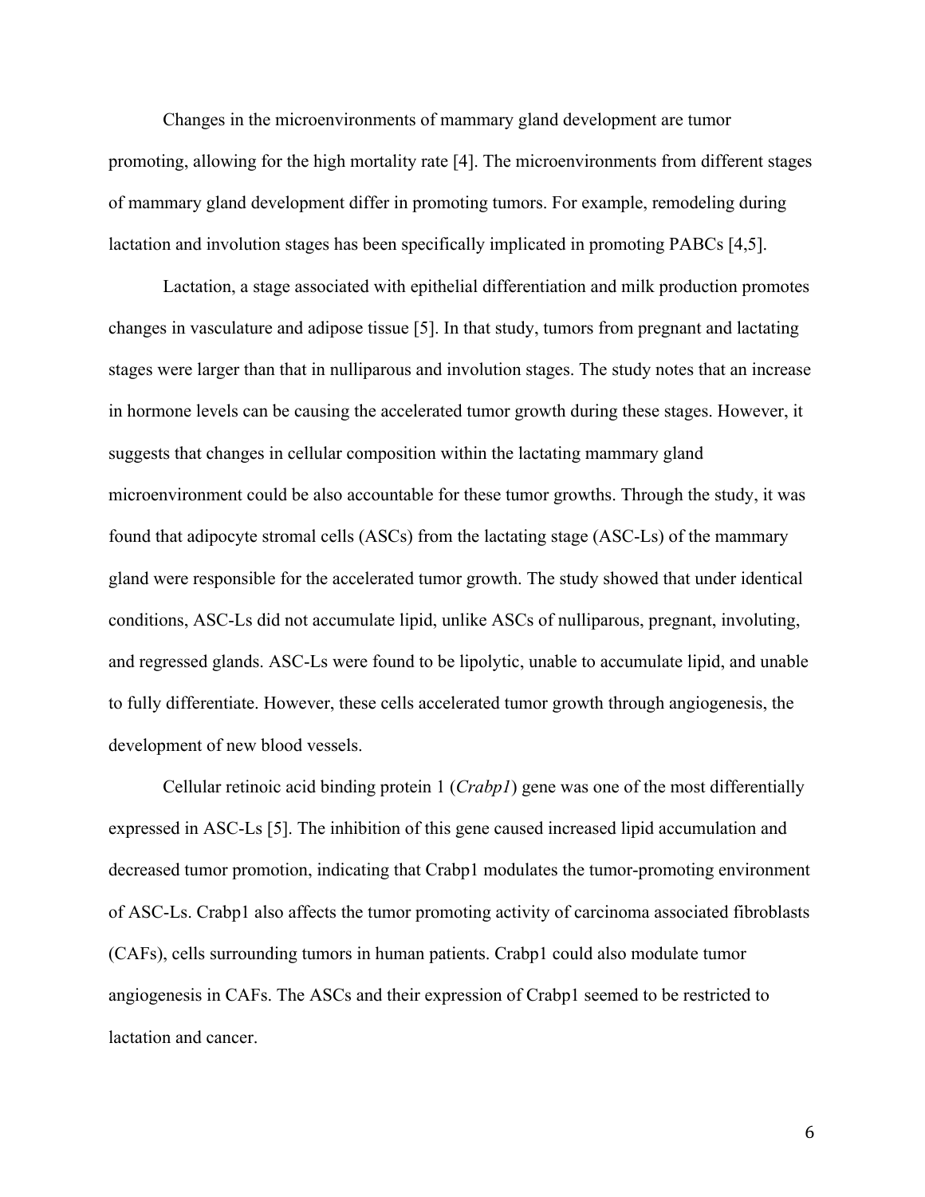Changes in the microenvironments of mammary gland development are tumor promoting, allowing for the high mortality rate [4]. The microenvironments from different stages of mammary gland development differ in promoting tumors. For example, remodeling during lactation and involution stages has been specifically implicated in promoting PABCs [4,5].

Lactation, a stage associated with epithelial differentiation and milk production promotes changes in vasculature and adipose tissue [5]. In that study, tumors from pregnant and lactating stages were larger than that in nulliparous and involution stages. The study notes that an increase in hormone levels can be causing the accelerated tumor growth during these stages. However, it suggests that changes in cellular composition within the lactating mammary gland microenvironment could be also accountable for these tumor growths. Through the study, it was found that adipocyte stromal cells (ASCs) from the lactating stage (ASC-Ls) of the mammary gland were responsible for the accelerated tumor growth. The study showed that under identical conditions, ASC-Ls did not accumulate lipid, unlike ASCs of nulliparous, pregnant, involuting, and regressed glands. ASC-Ls were found to be lipolytic, unable to accumulate lipid, and unable to fully differentiate. However, these cells accelerated tumor growth through angiogenesis, the development of new blood vessels.

Cellular retinoic acid binding protein 1 (*Crabp1*) gene was one of the most differentially expressed in ASC-Ls [5]. The inhibition of this gene caused increased lipid accumulation and decreased tumor promotion, indicating that Crabp1 modulates the tumor-promoting environment of ASC-Ls. Crabp1 also affects the tumor promoting activity of carcinoma associated fibroblasts (CAFs), cells surrounding tumors in human patients. Crabp1 could also modulate tumor angiogenesis in CAFs. The ASCs and their expression of Crabp1 seemed to be restricted to lactation and cancer.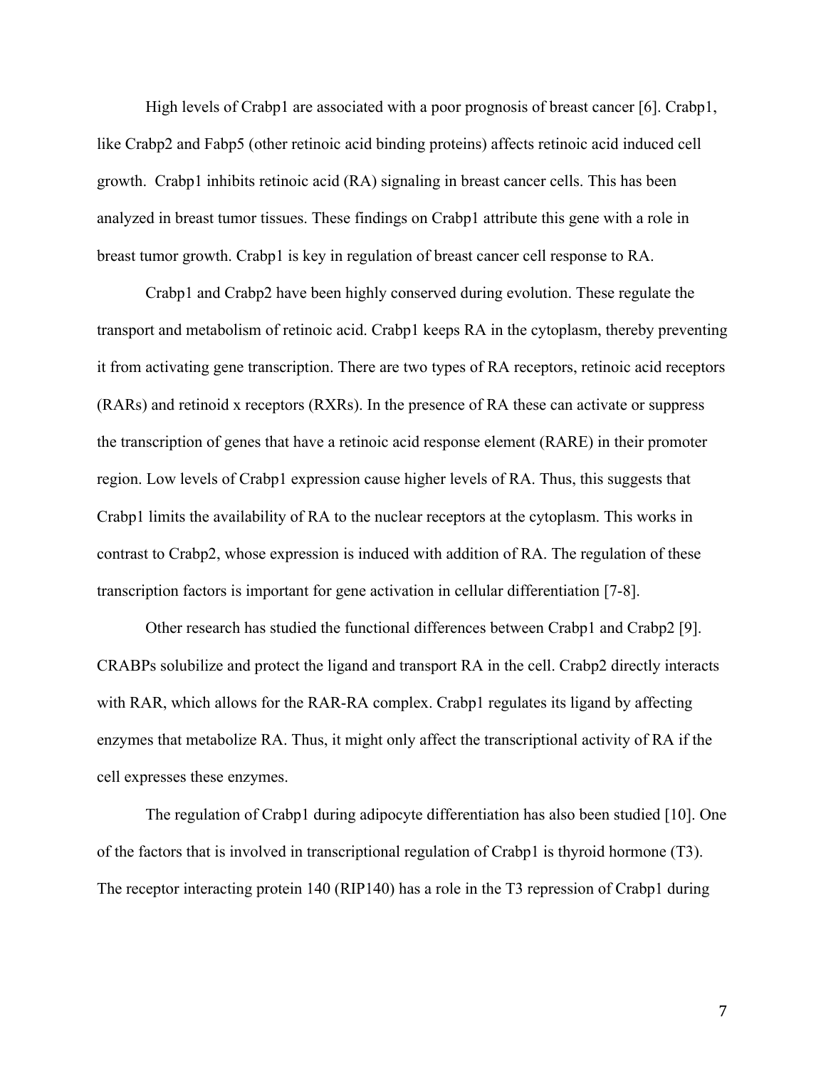High levels of Crabp1 are associated with a poor prognosis of breast cancer [6]. Crabp1, like Crabp2 and Fabp5 (other retinoic acid binding proteins) affects retinoic acid induced cell growth. Crabp1 inhibits retinoic acid (RA) signaling in breast cancer cells. This has been analyzed in breast tumor tissues. These findings on Crabp1 attribute this gene with a role in breast tumor growth. Crabp1 is key in regulation of breast cancer cell response to RA.

Crabp1 and Crabp2 have been highly conserved during evolution. These regulate the transport and metabolism of retinoic acid. Crabp1 keeps RA in the cytoplasm, thereby preventing it from activating gene transcription. There are two types of RA receptors, retinoic acid receptors (RARs) and retinoid x receptors (RXRs). In the presence of RA these can activate or suppress the transcription of genes that have a retinoic acid response element (RARE) in their promoter region. Low levels of Crabp1 expression cause higher levels of RA. Thus, this suggests that Crabp1 limits the availability of RA to the nuclear receptors at the cytoplasm. This works in contrast to Crabp2, whose expression is induced with addition of RA. The regulation of these transcription factors is important for gene activation in cellular differentiation [7-8].

Other research has studied the functional differences between Crabp1 and Crabp2 [9]. CRABPs solubilize and protect the ligand and transport RA in the cell. Crabp2 directly interacts with RAR, which allows for the RAR-RA complex. Crabp1 regulates its ligand by affecting enzymes that metabolize RA. Thus, it might only affect the transcriptional activity of RA if the cell expresses these enzymes.

The regulation of Crabp1 during adipocyte differentiation has also been studied [10]. One of the factors that is involved in transcriptional regulation of Crabp1 is thyroid hormone (T3). The receptor interacting protein 140 (RIP140) has a role in the T3 repression of Crabp1 during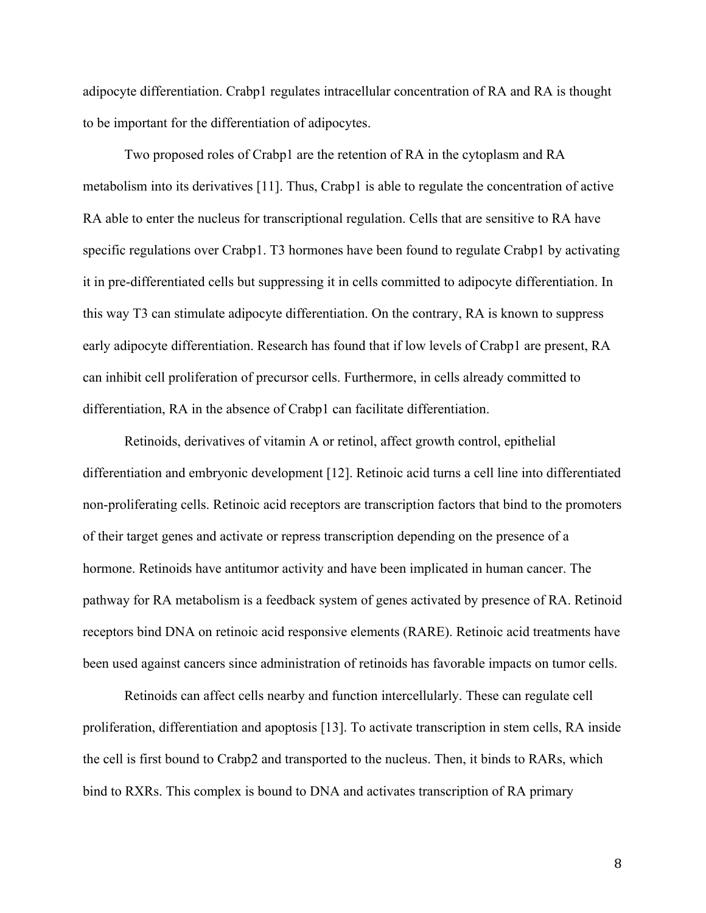adipocyte differentiation. Crabp1 regulates intracellular concentration of RA and RA is thought to be important for the differentiation of adipocytes.

Two proposed roles of Crabp1 are the retention of RA in the cytoplasm and RA metabolism into its derivatives [11]. Thus, Crabp1 is able to regulate the concentration of active RA able to enter the nucleus for transcriptional regulation. Cells that are sensitive to RA have specific regulations over Crabp1. T3 hormones have been found to regulate Crabp1 by activating it in pre-differentiated cells but suppressing it in cells committed to adipocyte differentiation. In this way T3 can stimulate adipocyte differentiation. On the contrary, RA is known to suppress early adipocyte differentiation. Research has found that if low levels of Crabp1 are present, RA can inhibit cell proliferation of precursor cells. Furthermore, in cells already committed to differentiation, RA in the absence of Crabp1 can facilitate differentiation.

Retinoids, derivatives of vitamin A or retinol, affect growth control, epithelial differentiation and embryonic development [12]. Retinoic acid turns a cell line into differentiated non-proliferating cells. Retinoic acid receptors are transcription factors that bind to the promoters of their target genes and activate or repress transcription depending on the presence of a hormone. Retinoids have antitumor activity and have been implicated in human cancer. The pathway for RA metabolism is a feedback system of genes activated by presence of RA. Retinoid receptors bind DNA on retinoic acid responsive elements (RARE). Retinoic acid treatments have been used against cancers since administration of retinoids has favorable impacts on tumor cells.

Retinoids can affect cells nearby and function intercellularly. These can regulate cell proliferation, differentiation and apoptosis [13]. To activate transcription in stem cells, RA inside the cell is first bound to Crabp2 and transported to the nucleus. Then, it binds to RARs, which bind to RXRs. This complex is bound to DNA and activates transcription of RA primary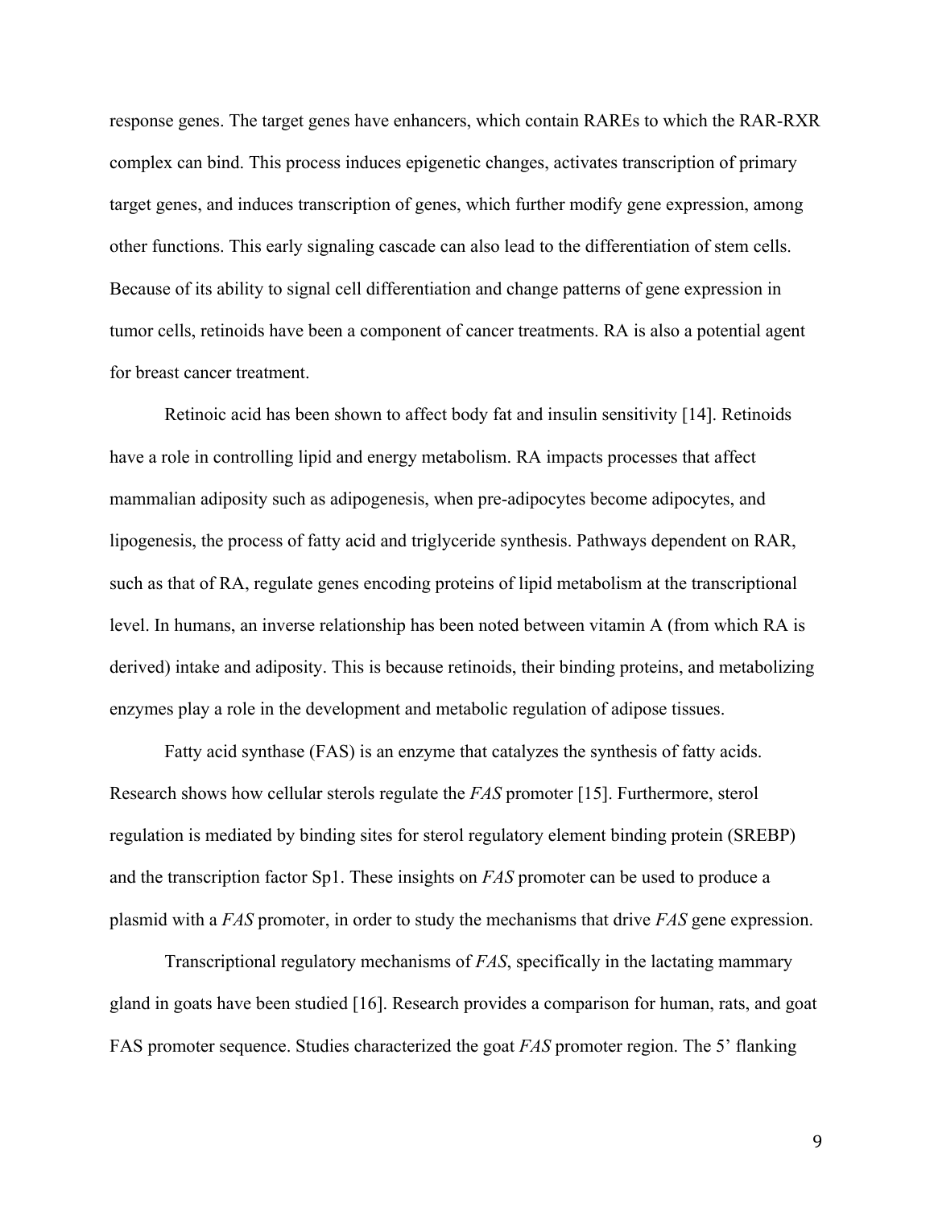response genes. The target genes have enhancers, which contain RAREs to which the RAR-RXR complex can bind. This process induces epigenetic changes, activates transcription of primary target genes, and induces transcription of genes, which further modify gene expression, among other functions. This early signaling cascade can also lead to the differentiation of stem cells. Because of its ability to signal cell differentiation and change patterns of gene expression in tumor cells, retinoids have been a component of cancer treatments. RA is also a potential agent for breast cancer treatment.

Retinoic acid has been shown to affect body fat and insulin sensitivity [14]. Retinoids have a role in controlling lipid and energy metabolism. RA impacts processes that affect mammalian adiposity such as adipogenesis, when pre-adipocytes become adipocytes, and lipogenesis, the process of fatty acid and triglyceride synthesis. Pathways dependent on RAR, such as that of RA, regulate genes encoding proteins of lipid metabolism at the transcriptional level. In humans, an inverse relationship has been noted between vitamin A (from which RA is derived) intake and adiposity. This is because retinoids, their binding proteins, and metabolizing enzymes play a role in the development and metabolic regulation of adipose tissues.

Fatty acid synthase (FAS) is an enzyme that catalyzes the synthesis of fatty acids. Research shows how cellular sterols regulate the *FAS* promoter [15]. Furthermore, sterol regulation is mediated by binding sites for sterol regulatory element binding protein (SREBP) and the transcription factor Sp1. These insights on *FAS* promoter can be used to produce a plasmid with a *FAS* promoter, in order to study the mechanisms that drive *FAS* gene expression.

Transcriptional regulatory mechanisms of *FAS*, specifically in the lactating mammary gland in goats have been studied [16]. Research provides a comparison for human, rats, and goat FAS promoter sequence. Studies characterized the goat *FAS* promoter region. The 5' flanking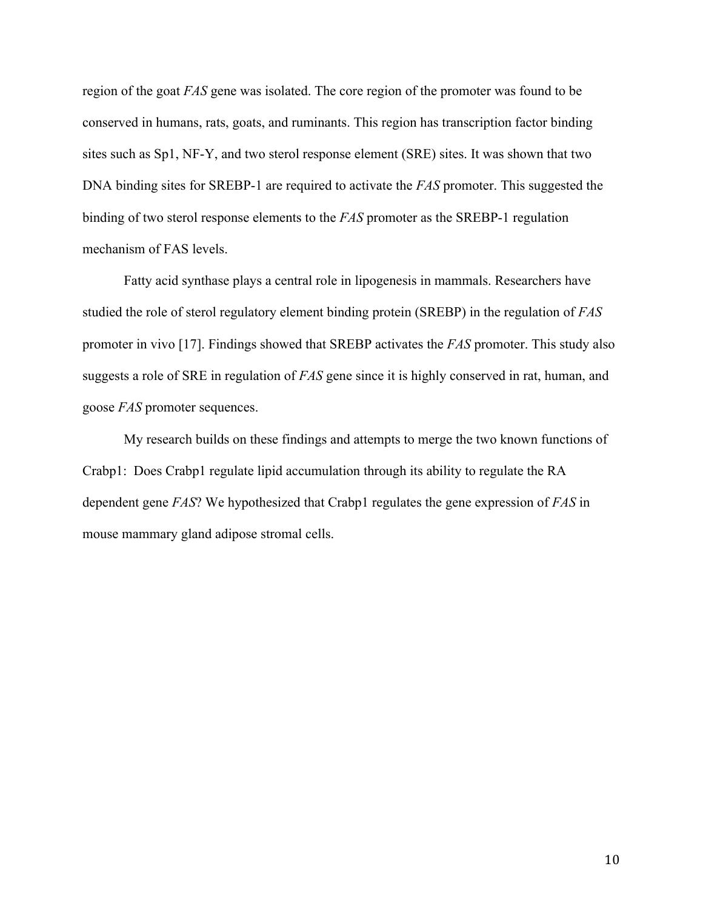region of the goat *FAS* gene was isolated. The core region of the promoter was found to be conserved in humans, rats, goats, and ruminants. This region has transcription factor binding sites such as Sp1, NF-Y, and two sterol response element (SRE) sites. It was shown that two DNA binding sites for SREBP-1 are required to activate the *FAS* promoter. This suggested the binding of two sterol response elements to the *FAS* promoter as the SREBP-1 regulation mechanism of FAS levels.

Fatty acid synthase plays a central role in lipogenesis in mammals. Researchers have studied the role of sterol regulatory element binding protein (SREBP) in the regulation of *FAS* promoter in vivo [17]. Findings showed that SREBP activates the *FAS* promoter. This study also suggests a role of SRE in regulation of *FAS* gene since it is highly conserved in rat, human, and goose *FAS* promoter sequences.

My research builds on these findings and attempts to merge the two known functions of Crabp1: Does Crabp1 regulate lipid accumulation through its ability to regulate the RA dependent gene *FAS*? We hypothesized that Crabp1 regulates the gene expression of *FAS* in mouse mammary gland adipose stromal cells.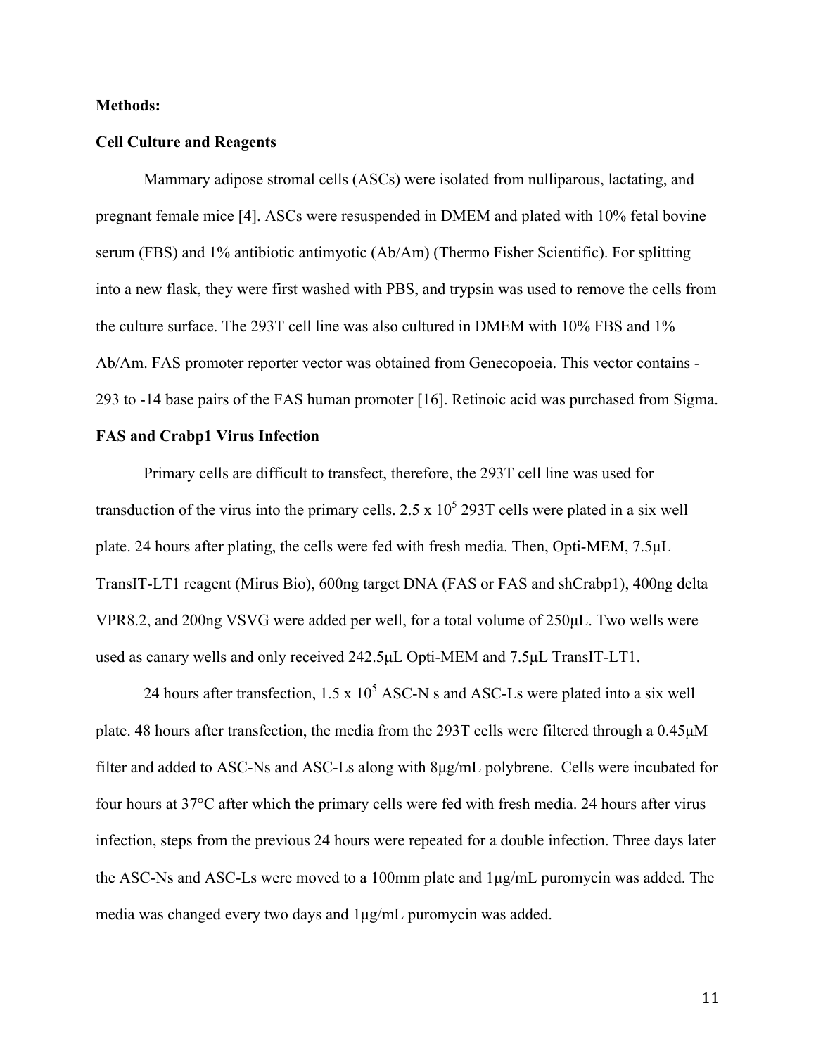**Methods:**

**Cell Culture and Reagents**

Mammary adipose stromal cells (ASCs) were isolated from nulliparous, lactating, and pregnant female mice [4]. ASCs were resuspended in DMEM and plated with 10% fetal bovine serum (FBS) and 1% antibiotic antimyotic (Ab/Am) (Thermo Fisher Scientific). For splitting into a new flask, they were first washed with PBS, and trypsin was used to remove the cells from the culture surface. The 293T cell line was also cultured in DMEM with 10% FBS and 1% Ab/Am. FAS promoter reporter vector was obtained from Genecopoeia. This vector contains -293 to -14 base pairs of the FAS human promoter [16]. Retinoic acid was purchased from Sigma.

**FAS and Crabp1 Virus Infection**

Primary cells are difficult to transfect, therefore, the 293T cell line was used for transduction of the virus into the primary cells. $2.5 \times 10^5$ 293T cells were plated in a six well plate. 24 hours after plating, the cells were fed with fresh media. Then, Opti-MEM, 7.5μL TransIT-LT1 reagent (Mirus Bio), 600ng target DNA (FAS or FAS and shCrabp1), 400ng delta VPR8.2, and 200ng VSVG were added per well, for a total volume of 250μL. Two wells were used as canary wells and only received 242.5μL Opti-MEM and 7.5μL TransIT-LT1.

24 hours after transfection, $1.5 \times 10^5$ ASC-N s and ASC-Ls were plated into a six well plate. 48 hours after transfection, the media from the 293T cells were filtered through a 0.45μM filter and added to ASC-Ns and ASC-Ls along with 8μg/mL polybrene. Cells were incubated for four hours at 37°C after which the primary cells were fed with fresh media. 24 hours after virus infection, steps from the previous 24 hours were repeated for a double infection. Three days later the ASC-Ns and ASC-Ls were moved to a 100mm plate and 1μg/mL puromycin was added. The media was changed every two days and 1μg/mL puromycin was added.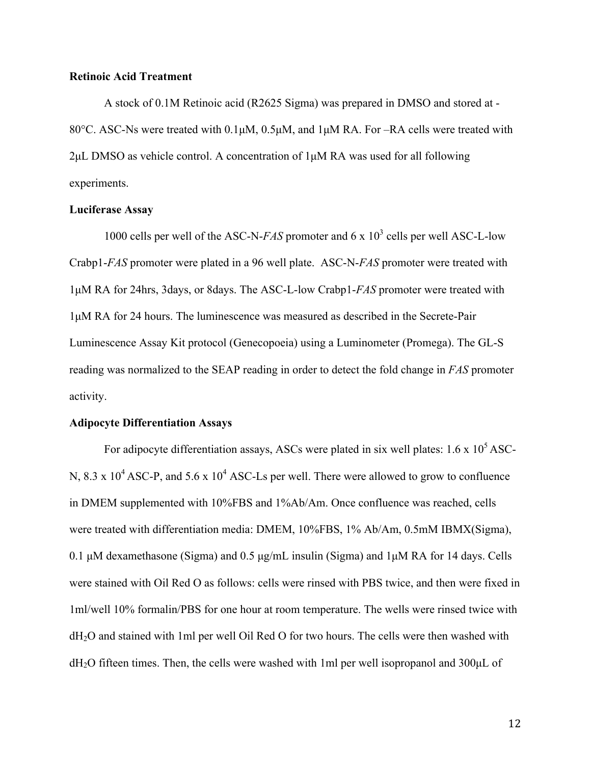**Retinoic Acid Treatment**

A stock of 0.1M Retinoic acid (R2625 Sigma) was prepared in DMSO and stored at -80°C. ASC-Ns were treated with 0.1μM, 0.5μM, and 1μM RA. For –RA cells were treated with 2μL DMSO as vehicle control. A concentration of 1μM RA was used for all following experiments.

**Luciferase Assay**

1000 cells per well of the ASC-N-*FAS* promoter and $6 \times 10^3$ cells per well ASC-L-low Crabp1-*FAS* promoter were plated in a 96 well plate. ASC-N-*FAS* promoter were treated with 1μM RA for 24hrs, 3days, or 8days. The ASC-L-low Crabp1-*FAS* promoter were treated with 1μM RA for 24 hours. The luminescence was measured as described in the Secrete-Pair Luminescence Assay Kit protocol (Genecopoeia) using a Luminometer (Promega). The GL-S reading was normalized to the SEAP reading in order to detect the fold change in *FAS* promoter activity.

**Adipocyte Differentiation Assays**

For adipocyte differentiation assays, ASCs were plated in six well plates: $1.6 \times 10^5$ ASC-N, $8.3 \times 10^4$ ASC-P, and $5.6 \times 10^4$ ASC-Ls per well. There were allowed to grow to confluence in DMEM supplemented with 10%FBS and 1%Ab/Am. Once confluence was reached, cells were treated with differentiation media: DMEM, 10%FBS, 1% Ab/Am, 0.5mM IBMX(Sigma), 0.1 μM dexamethasone (Sigma) and 0.5 μg/mL insulin (Sigma) and 1μM RA for 14 days. Cells were stained with Oil Red O as follows: cells were rinsed with PBS twice, and then were fixed in 1ml/well 10% formalin/PBS for one hour at room temperature. The wells were rinsed twice with $dH_2O$ and stained with 1ml per well Oil Red O for two hours. The cells were then washed with $dH_2O$ fifteen times. Then, the cells were washed with 1ml per well isopropanol and 300μL of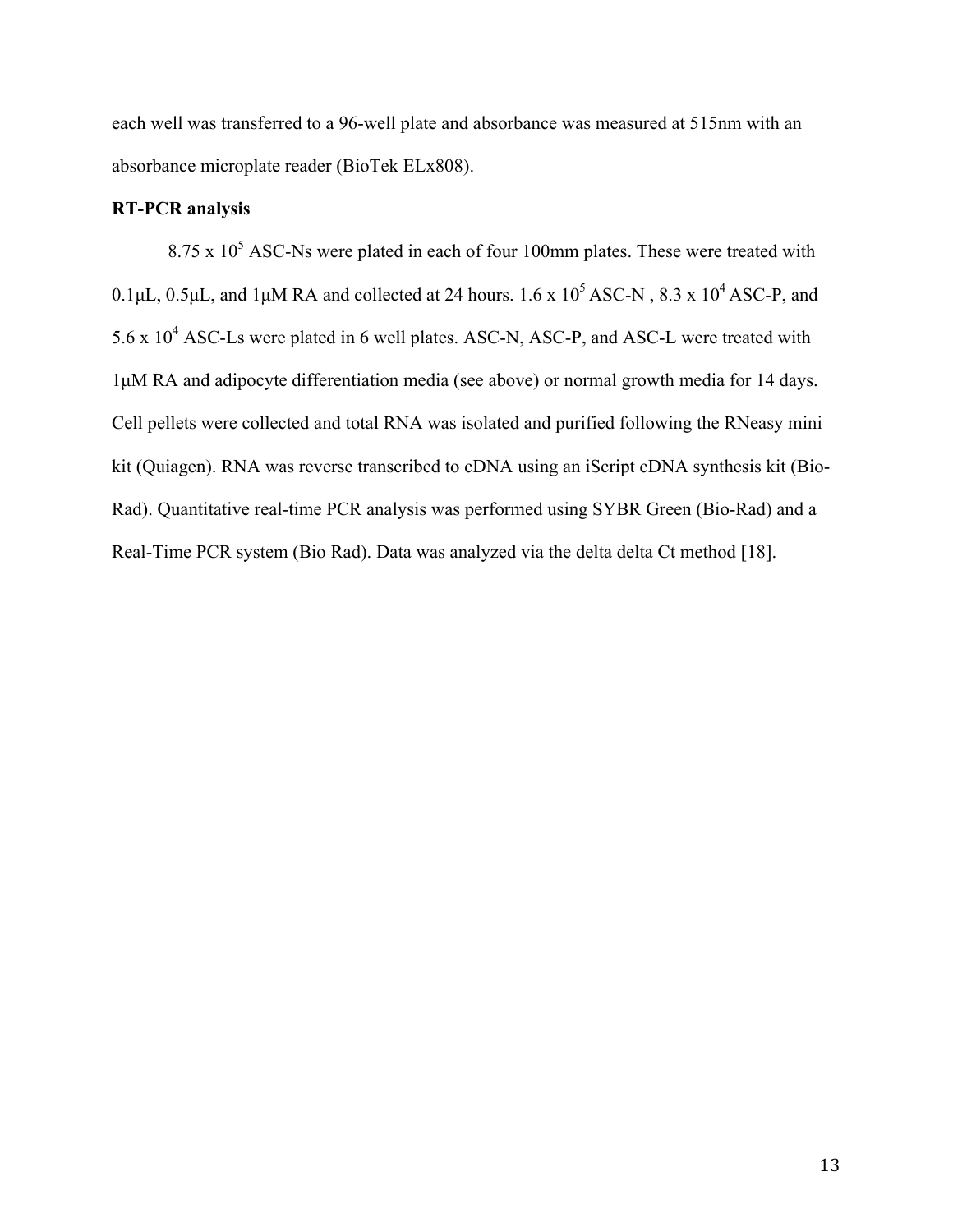each well was transferred to a 96-well plate and absorbance was measured at 515nm with an absorbance microplate reader (BioTek ELx808).

**RT-PCR analysis**

$8.75 \times 10^5$ ASC-Ns were plated in each of four 100mm plates. These were treated with 0.1µL, 0.5µL, and 1µM RA and collected at 24 hours. $1.6 \times 10^5$ ASC-N , $8.3 \times 10^4$ ASC-P, and $5.6 \times 10^4$ ASC-Ls were plated in 6 well plates. ASC-N, ASC-P, and ASC-L were treated with 1µM RA and adipocyte differentiation media (see above) or normal growth media for 14 days. Cell pellets were collected and total RNA was isolated and purified following the RNeasy mini kit (Quiagen). RNA was reverse transcribed to cDNA using an iScript cDNA synthesis kit (Bio-Rad). Quantitative real-time PCR analysis was performed using SYBR Green (Bio-Rad) and a Real-Time PCR system (Bio Rad). Data was analyzed via the delta delta Ct method [18].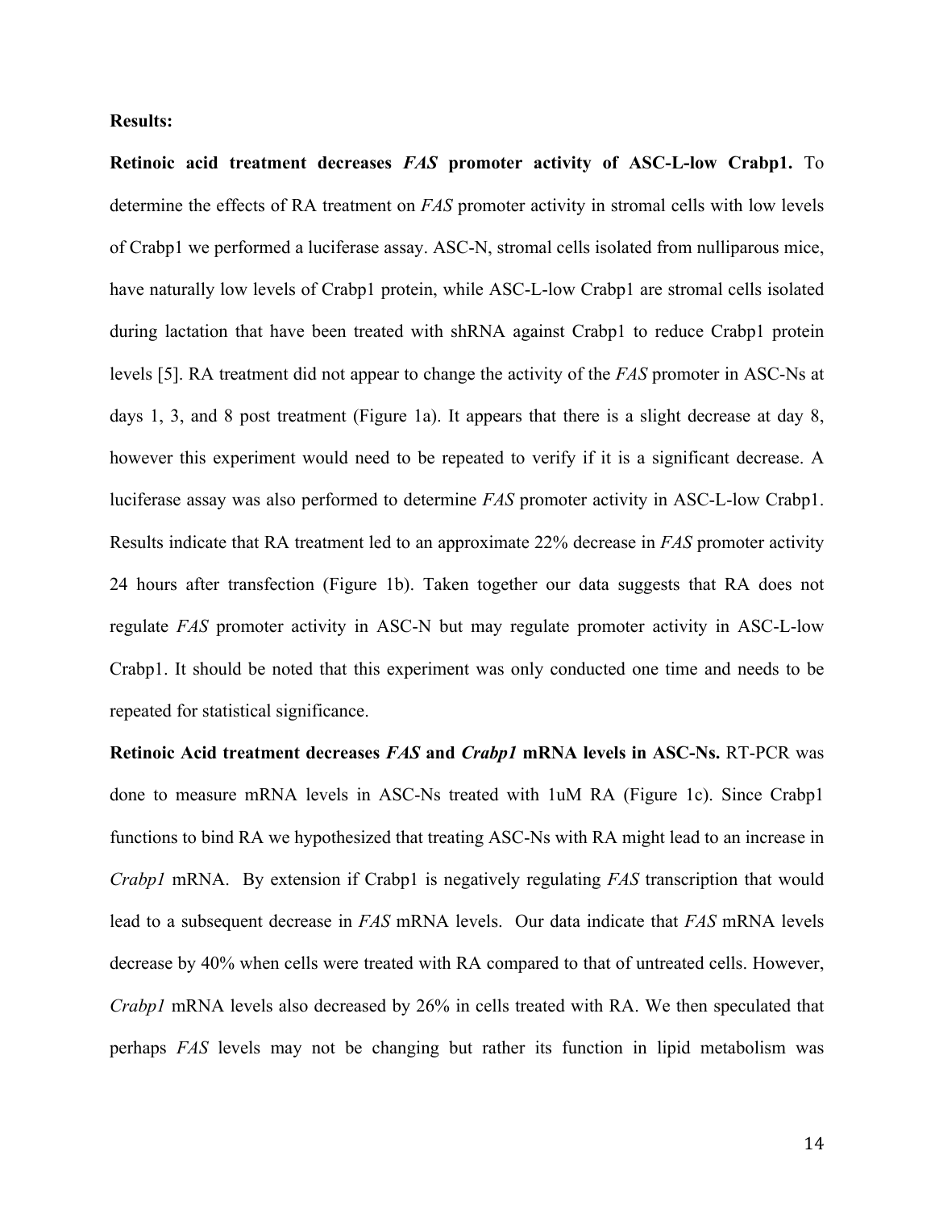**Results:**

**Retinoic acid treatment decreases *FAS* promoter activity of ASC-L-low Crabp1.** To determine the effects of RA treatment on *FAS* promoter activity in stromal cells with low levels of Crabp1 we performed a luciferase assay. ASC-N, stromal cells isolated from nulliparous mice, have naturally low levels of Crabp1 protein, while ASC-L-low Crabp1 are stromal cells isolated during lactation that have been treated with shRNA against Crabp1 to reduce Crabp1 protein levels [5]. RA treatment did not appear to change the activity of the *FAS* promoter in ASC-Ns at days 1, 3, and 8 post treatment (Figure 1a). It appears that there is a slight decrease at day 8, however this experiment would need to be repeated to verify if it is a significant decrease. A luciferase assay was also performed to determine *FAS* promoter activity in ASC-L-low Crabp1. Results indicate that RA treatment led to an approximate 22% decrease in *FAS* promoter activity 24 hours after transfection (Figure 1b). Taken together our data suggests that RA does not regulate *FAS* promoter activity in ASC-N but may regulate promoter activity in ASC-L-low Crabp1. It should be noted that this experiment was only conducted one time and needs to be repeated for statistical significance.

**Retinoic Acid treatment decreases *FAS* and *Crabp1* mRNA levels in ASC-Ns.** RT-PCR was done to measure mRNA levels in ASC-Ns treated with 1uM RA (Figure 1c). Since Crabp1 functions to bind RA we hypothesized that treating ASC-Ns with RA might lead to an increase in *Crabp1* mRNA. By extension if Crabp1 is negatively regulating *FAS* transcription that would lead to a subsequent decrease in *FAS* mRNA levels. Our data indicate that *FAS* mRNA levels decrease by 40% when cells were treated with RA compared to that of untreated cells. However, *Crabp1* mRNA levels also decreased by 26% in cells treated with RA. We then speculated that perhaps *FAS* levels may not be changing but rather its function in lipid metabolism was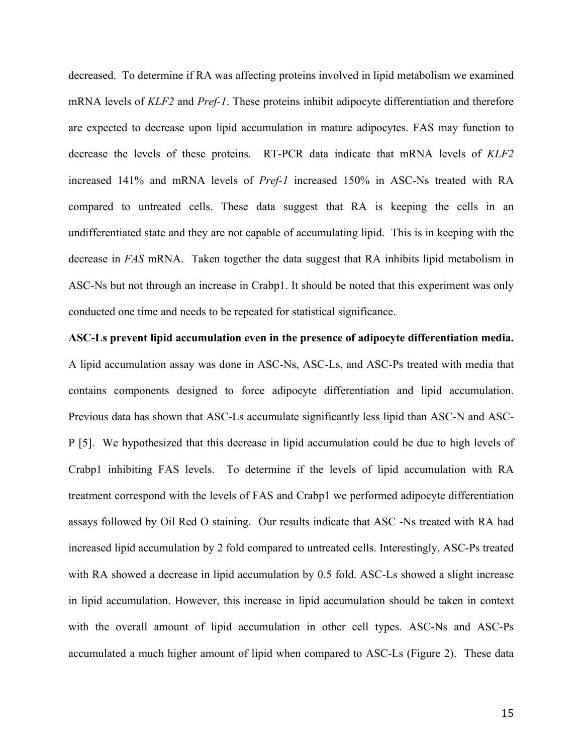decreased. To determine if RA was affecting proteins involved in lipid metabolism we examined mRNA levels of *KLF2* and *Pref-1*. These proteins inhibit adipocyte differentiation and therefore are expected to decrease upon lipid accumulation in mature adipocytes. FAS may function to decrease the levels of these proteins. RT-PCR data indicate that mRNA levels of *KLF2* increased 141% and mRNA levels of *Pref-1* increased 150% in ASC-Ns treated with RA compared to untreated cells. These data suggest that RA is keeping the cells in an undifferentiated state and they are not capable of accumulating lipid. This is in keeping with the decrease in *FAS* mRNA. Taken together the data suggest that RA inhibits lipid metabolism in ASC-Ns but not through an increase in Crabp1. It should be noted that this experiment was only conducted one time and needs to be repeated for statistical significance.

**ASC-Ls prevent lipid accumulation even in the presence of adipocyte differentiation media.** A lipid accumulation assay was done in ASC-Ns, ASC-Ls, and ASC-Ps treated with media that contains components designed to force adipocyte differentiation and lipid accumulation. Previous data has shown that ASC-Ls accumulate significantly less lipid than ASC-N and ASC-P [5]. We hypothesized that this decrease in lipid accumulation could be due to high levels of Crabp1 inhibiting FAS levels. To determine if the levels of lipid accumulation with RA treatment correspond with the levels of FAS and Crabp1 we performed adipocyte differentiation assays followed by Oil Red O staining. Our results indicate that ASC -Ns treated with RA had increased lipid accumulation by 2 fold compared to untreated cells. Interestingly, ASC-Ps treated with RA showed a decrease in lipid accumulation by 0.5 fold. ASC-Ls showed a slight increase in lipid accumulation. However, this increase in lipid accumulation should be taken in context with the overall amount of lipid accumulation in other cell types. ASC-Ns and ASC-Ps accumulated a much higher amount of lipid when compared to ASC-Ls (Figure 2). These data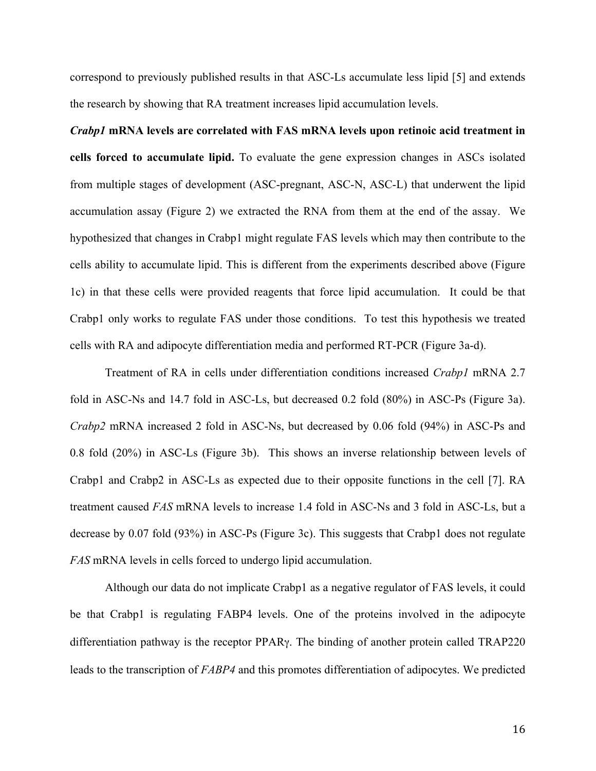correspond to previously published results in that ASC-Ls accumulate less lipid [5] and extends the research by showing that RA treatment increases lipid accumulation levels.

***Crabp1* mRNA levels are correlated with FAS mRNA levels upon retinoic acid treatment in cells forced to accumulate lipid.** To evaluate the gene expression changes in ASCs isolated from multiple stages of development (ASC-pregnant, ASC-N, ASC-L) that underwent the lipid accumulation assay (Figure 2) we extracted the RNA from them at the end of the assay. We hypothesized that changes in Crabp1 might regulate FAS levels which may then contribute to the cells ability to accumulate lipid. This is different from the experiments described above (Figure 1c) in that these cells were provided reagents that force lipid accumulation. It could be that Crabp1 only works to regulate FAS under those conditions. To test this hypothesis we treated cells with RA and adipocyte differentiation media and performed RT-PCR (Figure 3a-d).

Treatment of RA in cells under differentiation conditions increased *Crabp1* mRNA 2.7 fold in ASC-Ns and 14.7 fold in ASC-Ls, but decreased 0.2 fold (80%) in ASC-Ps (Figure 3a). *Crabp2* mRNA increased 2 fold in ASC-Ns, but decreased by 0.06 fold (94%) in ASC-Ps and 0.8 fold (20%) in ASC-Ls (Figure 3b). This shows an inverse relationship between levels of Crabp1 and Crabp2 in ASC-Ls as expected due to their opposite functions in the cell [7]. RA treatment caused *FAS* mRNA levels to increase 1.4 fold in ASC-Ns and 3 fold in ASC-Ls, but a decrease by 0.07 fold (93%) in ASC-Ps (Figure 3c). This suggests that Crabp1 does not regulate *FAS* mRNA levels in cells forced to undergo lipid accumulation.

Although our data do not implicate Crabp1 as a negative regulator of FAS levels, it could be that Crabp1 is regulating FABP4 levels. One of the proteins involved in the adipocyte differentiation pathway is the receptor PPARγ. The binding of another protein called TRAP220 leads to the transcription of *FABP4* and this promotes differentiation of adipocytes. We predicted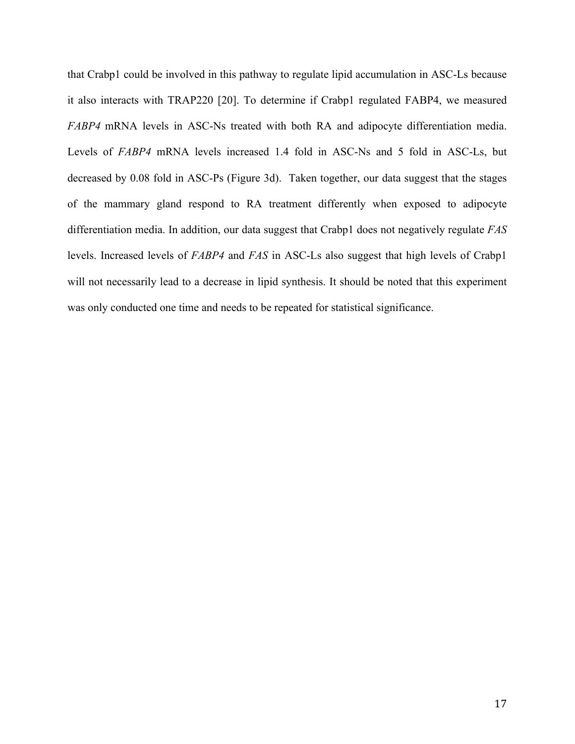that Crabp1 could be involved in this pathway to regulate lipid accumulation in ASC-Ls because it also interacts with TRAP220 [20]. To determine if Crabp1 regulated FABP4, we measured *FABP4* mRNA levels in ASC-Ns treated with both RA and adipocyte differentiation media. Levels of *FABP4* mRNA levels increased 1.4 fold in ASC-Ns and 5 fold in ASC-Ls, but decreased by 0.08 fold in ASC-Ps (Figure 3d). Taken together, our data suggest that the stages of the mammary gland respond to RA treatment differently when exposed to adipocyte differentiation media. In addition, our data suggest that Crabp1 does not negatively regulate *FAS* levels. Increased levels of *FABP4* and *FAS* in ASC-Ls also suggest that high levels of Crabp1 will not necessarily lead to a decrease in lipid synthesis. It should be noted that this experiment was only conducted one time and needs to be repeated for statistical significance.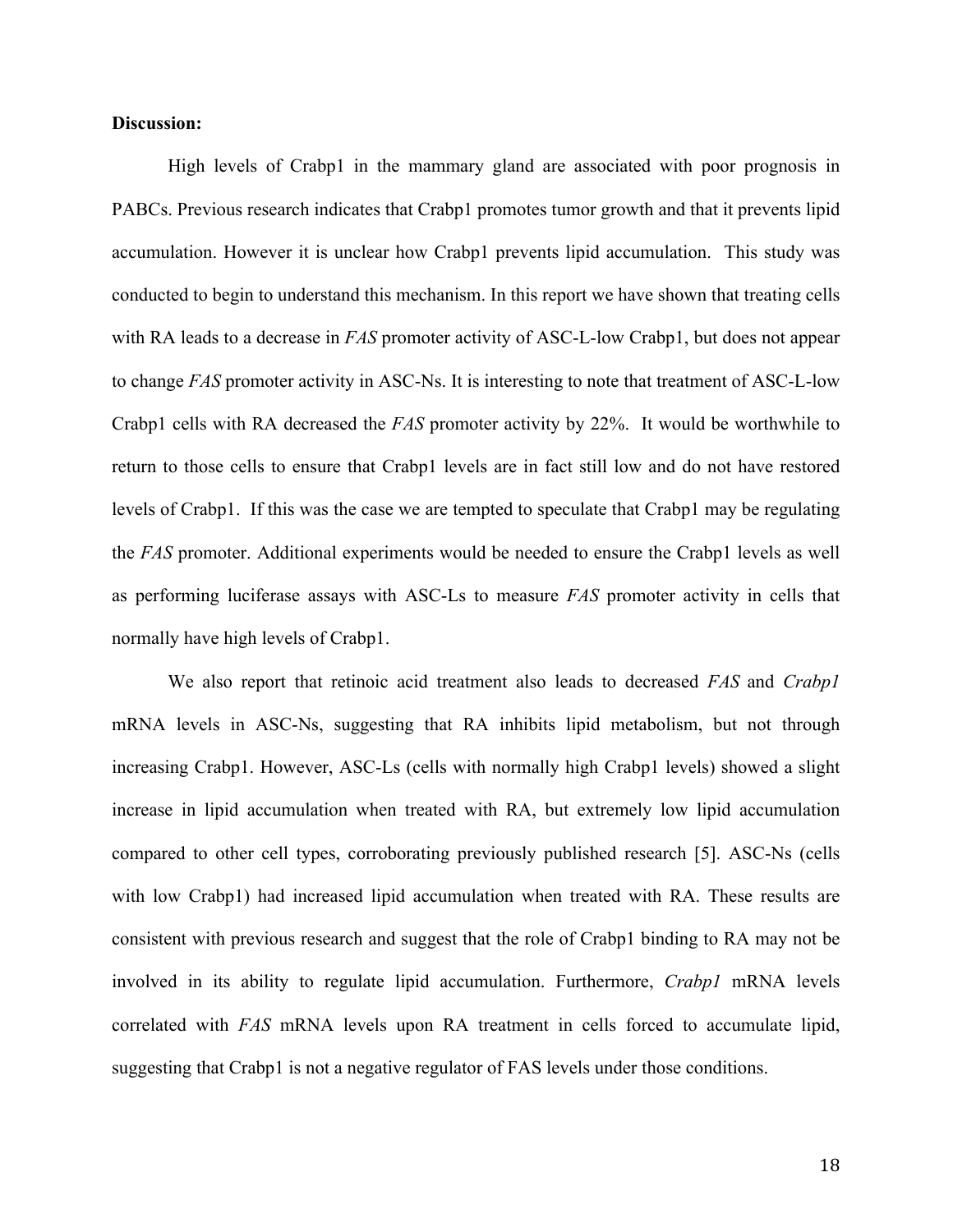**Discussion:**

High levels of Crabp1 in the mammary gland are associated with poor prognosis in PABCs. Previous research indicates that Crabp1 promotes tumor growth and that it prevents lipid accumulation. However it is unclear how Crabp1 prevents lipid accumulation. This study was conducted to begin to understand this mechanism. In this report we have shown that treating cells with RA leads to a decrease in *FAS* promoter activity of ASC-L-low Crabp1, but does not appear to change *FAS* promoter activity in ASC-Ns. It is interesting to note that treatment of ASC-L-low Crabp1 cells with RA decreased the *FAS* promoter activity by 22%. It would be worthwhile to return to those cells to ensure that Crabp1 levels are in fact still low and do not have restored levels of Crabp1. If this was the case we are tempted to speculate that Crabp1 may be regulating the *FAS* promoter. Additional experiments would be needed to ensure the Crabp1 levels as well as performing luciferase assays with ASC-Ls to measure *FAS* promoter activity in cells that normally have high levels of Crabp1.

We also report that retinoic acid treatment also leads to decreased *FAS* and *Crabp1* mRNA levels in ASC-Ns, suggesting that RA inhibits lipid metabolism, but not through increasing Crabp1. However, ASC-Ls (cells with normally high Crabp1 levels) showed a slight increase in lipid accumulation when treated with RA, but extremely low lipid accumulation compared to other cell types, corroborating previously published research [5]. ASC-Ns (cells with low Crabp1) had increased lipid accumulation when treated with RA. These results are consistent with previous research and suggest that the role of Crabp1 binding to RA may not be involved in its ability to regulate lipid accumulation. Furthermore, *Crabp1* mRNA levels correlated with *FAS* mRNA levels upon RA treatment in cells forced to accumulate lipid, suggesting that Crabp1 is not a negative regulator of FAS levels under those conditions.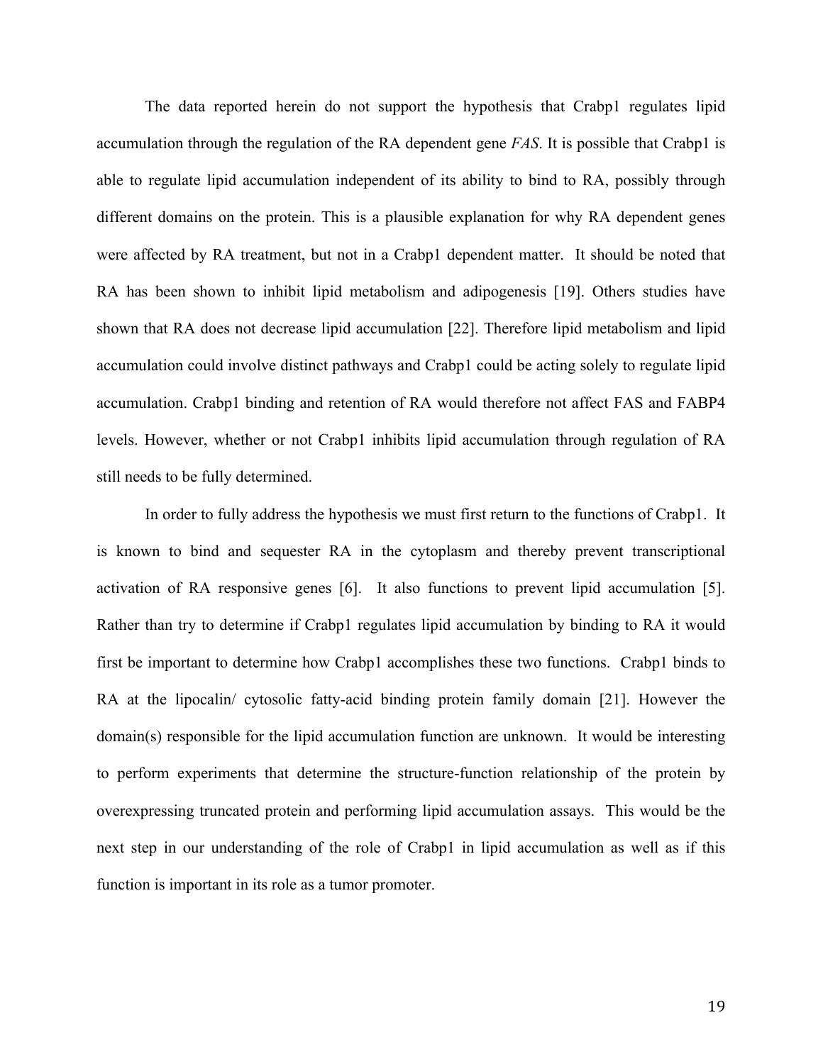The data reported herein do not support the hypothesis that Crabp1 regulates lipid accumulation through the regulation of the RA dependent gene *FAS*. It is possible that Crabp1 is able to regulate lipid accumulation independent of its ability to bind to RA, possibly through different domains on the protein. This is a plausible explanation for why RA dependent genes were affected by RA treatment, but not in a Crabp1 dependent matter. It should be noted that RA has been shown to inhibit lipid metabolism and adipogenesis [19]. Others studies have shown that RA does not decrease lipid accumulation [22]. Therefore lipid metabolism and lipid accumulation could involve distinct pathways and Crabp1 could be acting solely to regulate lipid accumulation. Crabp1 binding and retention of RA would therefore not affect FAS and FABP4 levels. However, whether or not Crabp1 inhibits lipid accumulation through regulation of RA still needs to be fully determined.

In order to fully address the hypothesis we must first return to the functions of Crabp1. It is known to bind and sequester RA in the cytoplasm and thereby prevent transcriptional activation of RA responsive genes [6]. It also functions to prevent lipid accumulation [5]. Rather than try to determine if Crabp1 regulates lipid accumulation by binding to RA it would first be important to determine how Crabp1 accomplishes these two functions. Crabp1 binds to RA at the lipocalin/ cytosolic fatty-acid binding protein family domain [21]. However the domain(s) responsible for the lipid accumulation function are unknown. It would be interesting to perform experiments that determine the structure-function relationship of the protein by overexpressing truncated protein and performing lipid accumulation assays. This would be the next step in our understanding of the role of Crabp1 in lipid accumulation as well as if this function is important in its role as a tumor promoter.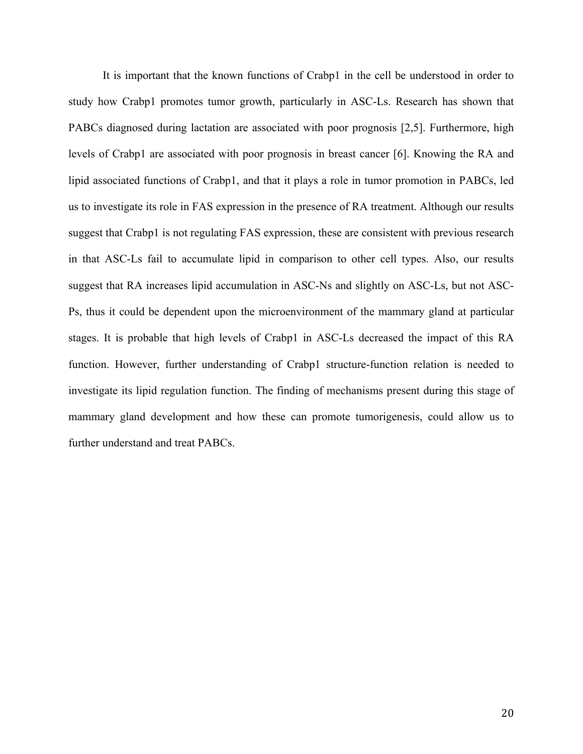It is important that the known functions of Crabp1 in the cell be understood in order to study how Crabp1 promotes tumor growth, particularly in ASC-Ls. Research has shown that PABCs diagnosed during lactation are associated with poor prognosis [2,5]. Furthermore, high levels of Crabp1 are associated with poor prognosis in breast cancer [6]. Knowing the RA and lipid associated functions of Crabp1, and that it plays a role in tumor promotion in PABCs, led us to investigate its role in FAS expression in the presence of RA treatment. Although our results suggest that Crabp1 is not regulating FAS expression, these are consistent with previous research in that ASC-Ls fail to accumulate lipid in comparison to other cell types. Also, our results suggest that RA increases lipid accumulation in ASC-Ns and slightly on ASC-Ls, but not ASC-Ps, thus it could be dependent upon the microenvironment of the mammary gland at particular stages. It is probable that high levels of Crabp1 in ASC-Ls decreased the impact of this RA function. However, further understanding of Crabp1 structure-function relation is needed to investigate its lipid regulation function. The finding of mechanisms present during this stage of mammary gland development and how these can promote tumorigenesis, could allow us to further understand and treat PABCs.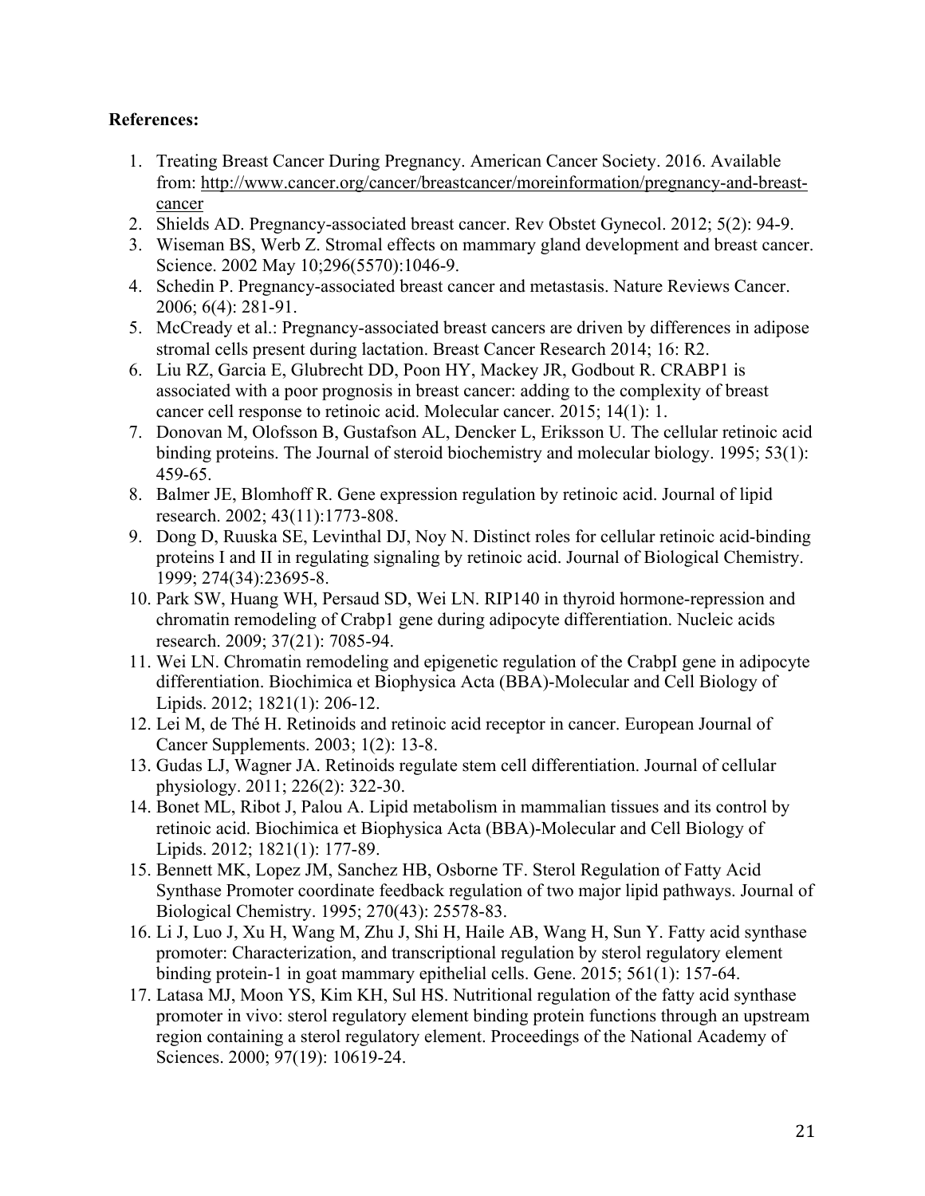**References:**

1. Treating Breast Cancer During Pregnancy. American Cancer Society. 2016. Available from: http://www.cancer.org/cancer/breastcancer/moreinformation/pregnancy-and-breast-cancer
2. Shields AD. Pregnancy-associated breast cancer. Rev Obstet Gynecol. 2012; 5(2): 94-9.
3. Wiseman BS, Werb Z. Stromal effects on mammary gland development and breast cancer. Science. 2002 May 10;296(5570):1046-9.
4. Schedin P. Pregnancy-associated breast cancer and metastasis. Nature Reviews Cancer. 2006; 6(4): 281-91.
5. McCready et al.: Pregnancy-associated breast cancers are driven by differences in adipose stromal cells present during lactation. Breast Cancer Research 2014; 16: R2.
6. Liu RZ, Garcia E, Glubrecht DD, Poon HY, Mackey JR, Godbout R. CRABP1 is associated with a poor prognosis in breast cancer: adding to the complexity of breast cancer cell response to retinoic acid. Molecular cancer. 2015; 14(1): 1.
7. Donovan M, Olofsson B, Gustafson AL, Dencker L, Eriksson U. The cellular retinoic acid binding proteins. The Journal of steroid biochemistry and molecular biology. 1995; 53(1): 459-65.
8. Balmer JE, Blomhoff R. Gene expression regulation by retinoic acid. Journal of lipid research. 2002; 43(11):1773-808.
9. Dong D, Ruuska SE, Levinthal DJ, Noy N. Distinct roles for cellular retinoic acid-binding proteins I and II in regulating signaling by retinoic acid. Journal of Biological Chemistry. 1999; 274(34):23695-8.
10. Park SW, Huang WH, Persaud SD, Wei LN. RIP140 in thyroid hormone-repression and chromatin remodeling of Crabp1 gene during adipocyte differentiation. Nucleic acids research. 2009; 37(21): 7085-94.
11. Wei LN. Chromatin remodeling and epigenetic regulation of the CrabpI gene in adipocyte differentiation. Biochimica et Biophysica Acta (BBA)-Molecular and Cell Biology of Lipids. 2012; 1821(1): 206-12.
12. Lei M, de Thé H. Retinoids and retinoic acid receptor in cancer. European Journal of Cancer Supplements. 2003; 1(2): 13-8.
13. Gudas LJ, Wagner JA. Retinoids regulate stem cell differentiation. Journal of cellular physiology. 2011; 226(2): 322-30.
14. Bonet ML, Ribot J, Palou A. Lipid metabolism in mammalian tissues and its control by retinoic acid. Biochimica et Biophysica Acta (BBA)-Molecular and Cell Biology of Lipids. 2012; 1821(1): 177-89.
15. Bennett MK, Lopez JM, Sanchez HB, Osborne TF. Sterol Regulation of Fatty Acid Synthase Promoter coordinate feedback regulation of two major lipid pathways. Journal of Biological Chemistry. 1995; 270(43): 25578-83.
16. Li J, Luo J, Xu H, Wang M, Zhu J, Shi H, Haile AB, Wang H, Sun Y. Fatty acid synthase promoter: Characterization, and transcriptional regulation by sterol regulatory element binding protein-1 in goat mammary epithelial cells. Gene. 2015; 561(1): 157-64.
17. Latasa MJ, Moon YS, Kim KH, Sul HS. Nutritional regulation of the fatty acid synthase promoter in vivo: sterol regulatory element binding protein functions through an upstream region containing a sterol regulatory element. Proceedings of the National Academy of Sciences. 2000; 97(19): 10619-24.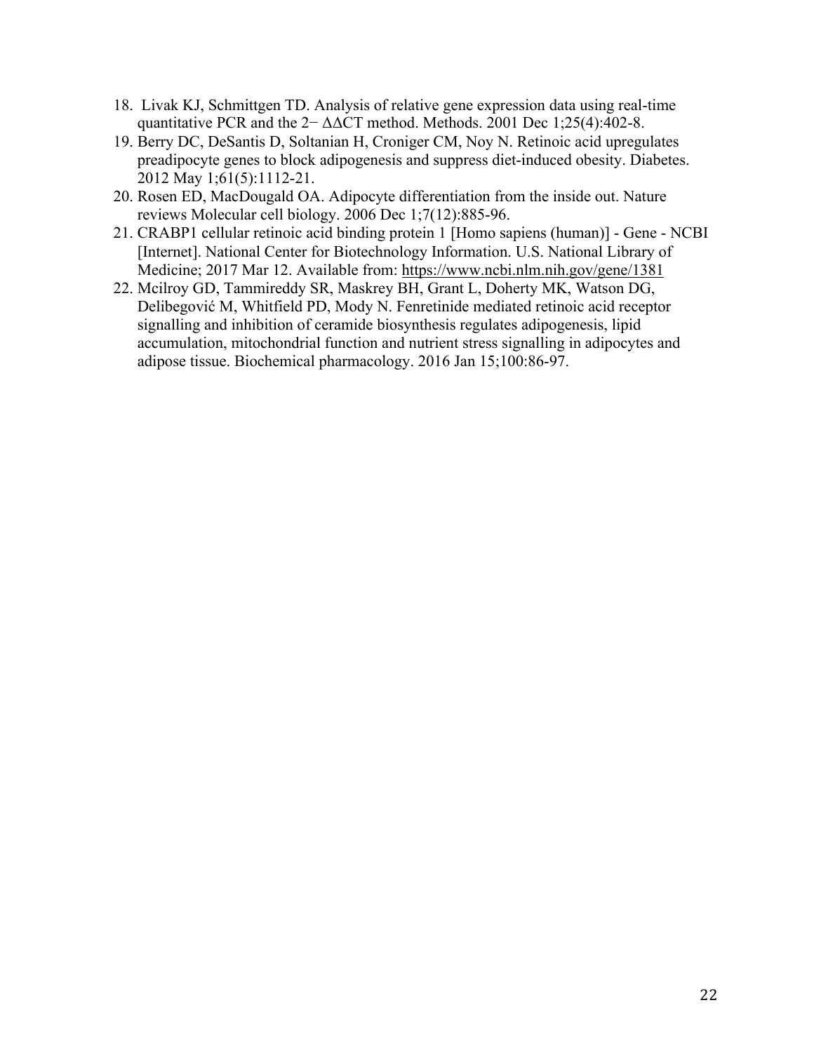18. Livak KJ, Schmittgen TD. Analysis of relative gene expression data using real-time quantitative PCR and the $2^{-\Delta\Delta CT}$ method. Methods. 2001 Dec 1;25(4):402-8.
19. Berry DC, DeSantis D, Soltanian H, Croniger CM, Noy N. Retinoic acid upregulates preadipocyte genes to block adipogenesis and suppress diet-induced obesity. Diabetes. 2012 May 1;61(5):1112-21.
20. Rosen ED, MacDougald OA. Adipocyte differentiation from the inside out. Nature reviews Molecular cell biology. 2006 Dec 1;7(12):885-96.
21. CRABP1 cellular retinoic acid binding protein 1 [Homo sapiens (human)] - Gene - NCBI [Internet]. National Center for Biotechnology Information. U.S. National Library of Medicine; 2017 Mar 12. Available from: https://www.ncbi.nlm.nih.gov/gene/1381
22. Mcilroy GD, Tammireddy SR, Maskrey BH, Grant L, Doherty MK, Watson DG, Delibegović M, Whitfield PD, Mody N. Fenretinide mediated retinoic acid receptor signalling and inhibition of ceramide biosynthesis regulates adipogenesis, lipid accumulation, mitochondrial function and nutrient stress signalling in adipocytes and adipose tissue. Biochemical pharmacology. 2016 Jan 15;100:86-97.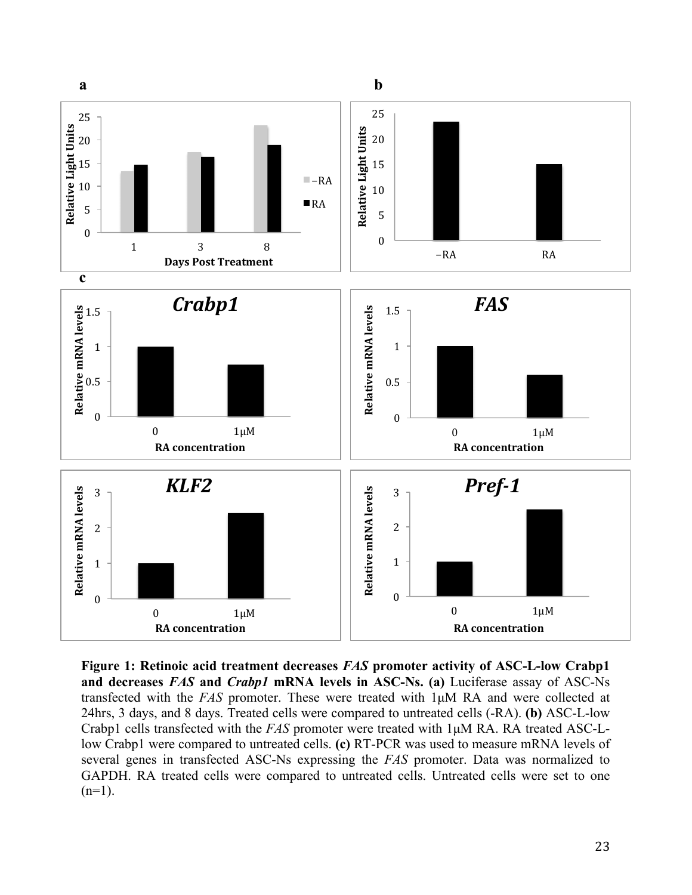**Figure 1: Retinoic acid treatment decreases *FAS* promoter activity of ASC-L-low Crabp1 and decreases *FAS* and *Crabp1* mRNA levels in ASC-Ns. (a)** Luciferase assay of ASC-Ns transfected with the *FAS* promoter. These were treated with 1μM RA and were collected at 24hrs, 3 days, and 8 days. Treated cells were compared to untreated cells (-RA). **(b)** ASC-L-low Crabp1 cells transfected with the *FAS* promoter were treated with 1μM RA. RA treated ASC-L-low Crabp1 were compared to untreated cells. **(c)** RT-PCR was used to measure mRNA levels of several genes in transfected ASC-Ns expressing the *FAS* promoter. Data was normalized to GAPDH. RA treated cells were compared to untreated cells. Untreated cells were set to one (n=1).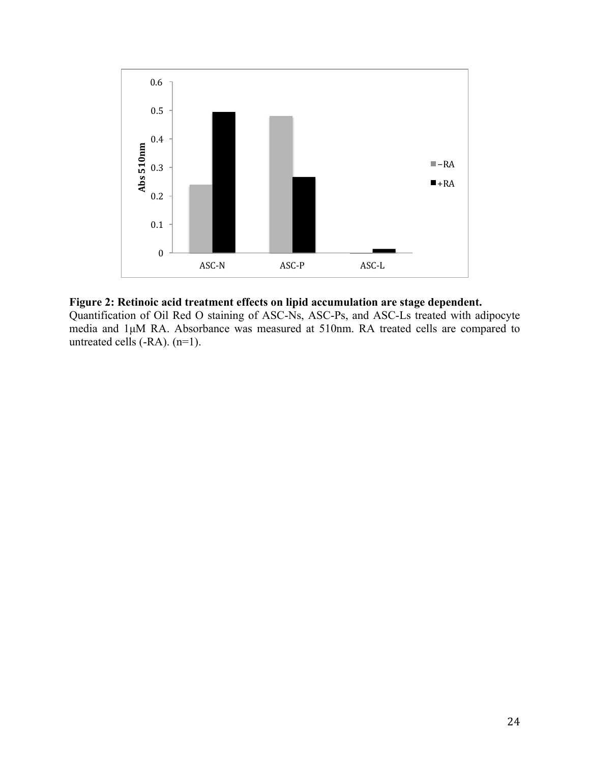**Figure 2: Retinoic acid treatment effects on lipid accumulation are stage dependent.** Quantification of Oil Red O staining of ASC-Ns, ASC-Ps, and ASC-Ls treated with adipocyte media and 1μM RA. Absorbance was measured at 510nm. RA treated cells are compared to untreated cells (-RA). (n=1).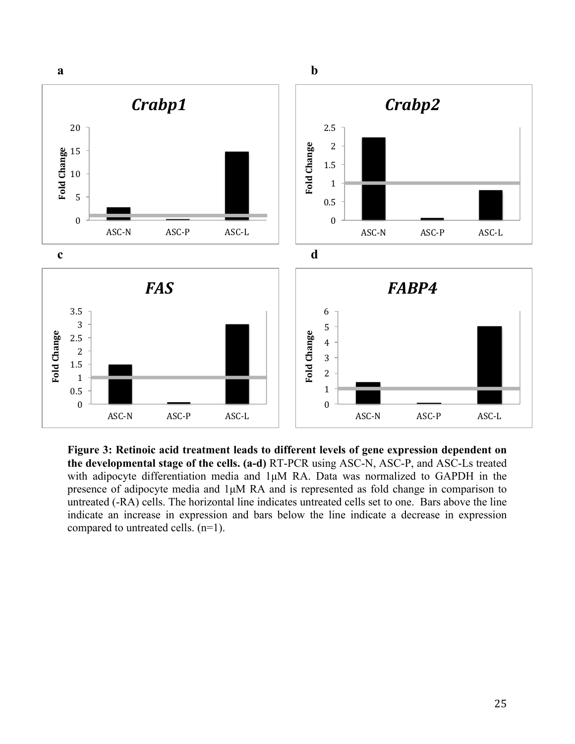a

*Crabp1*

Fold Change

20
15
10
5
0

ASC-N ASC-P ASC-L

b

*Crabp2*

Fold Change

2.5
2
1.5
1
0.5
0

ASC-N ASC-P ASC-L

c

*FAS*

Fold Change

3.5
3
2.5
2
1.5
1
0.5
0

ASC-N ASC-P ASC-L

d

*FABP4*

Fold Change

6
5
4
3
2
1
0

ASC-N ASC-P ASC-L

**Figure 3: Retinoic acid treatment leads to different levels of gene expression dependent on the developmental stage of the cells. (a-d)** RT-PCR using ASC-N, ASC-P, and ASC-Ls treated with adipocyte differentiation media and 1μM RA. Data was normalized to GAPDH in the presence of adipocyte media and 1μM RA and is represented as fold change in comparison to untreated (-RA) cells. The horizontal line indicates untreated cells set to one. Bars above the line indicate an increase in expression and bars below the line indicate a decrease in expression compared to untreated cells. (n=1).